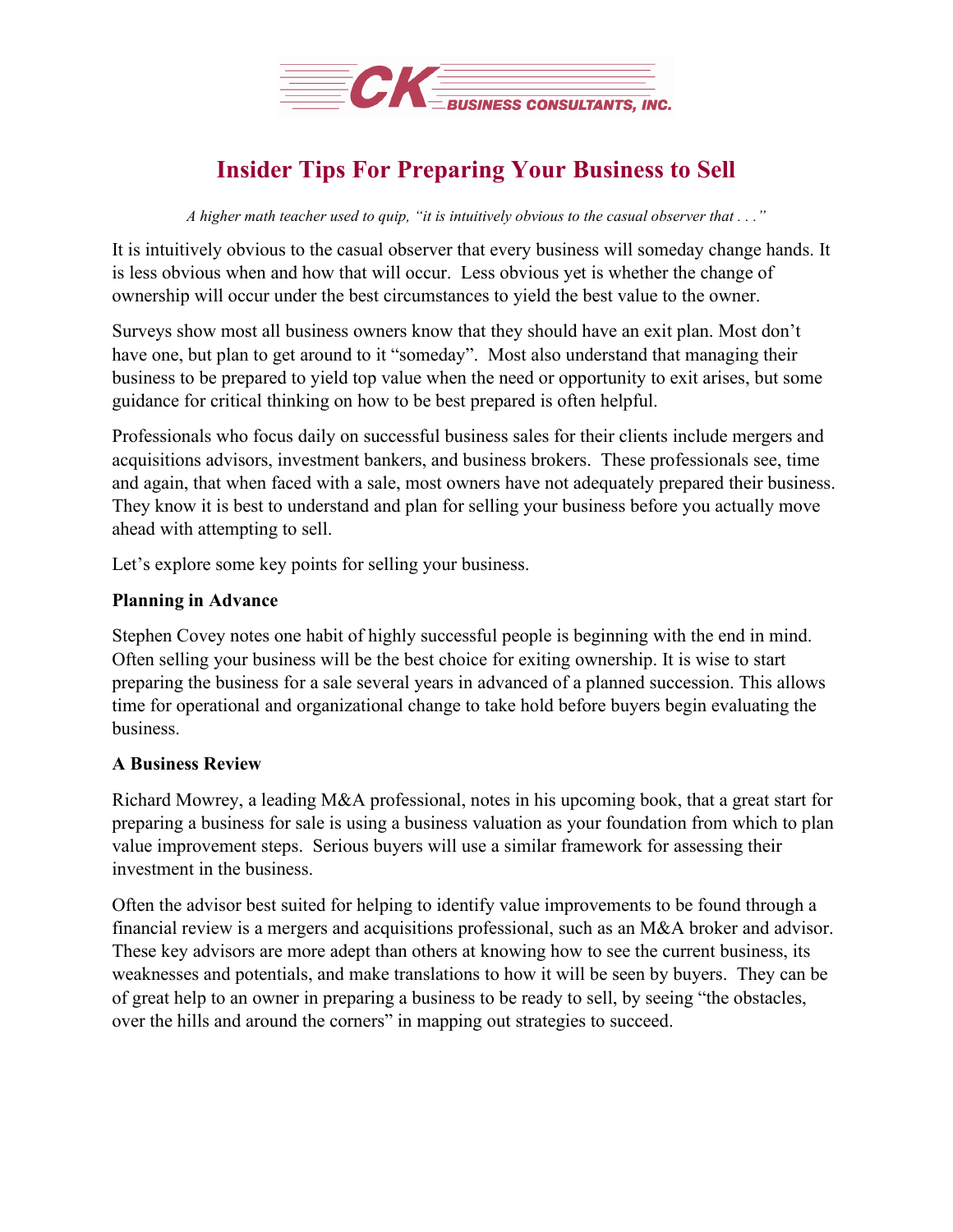CK BUSINESS CONSULTANTS, INC.

# Insider Tips For Preparing Your Business to Sell

*A higher math teacher used to quip, "it is intuitively obvious to the casual observer that . . ."*

It is intuitively obvious to the casual observer that every business will someday change hands. It is less obvious when and how that will occur. Less obvious yet is whether the change of ownership will occur under the best circumstances to yield the best value to the owner.

Surveys show most all business owners know that they should have an exit plan. Most don't have one, but plan to get around to it "someday". Most also understand that managing their business to be prepared to yield top value when the need or opportunity to exit arises, but some guidance for critical thinking on how to be best prepared is often helpful.

Professionals who focus daily on successful business sales for their clients include mergers and acquisitions advisors, investment bankers, and business brokers. These professionals see, time and again, that when faced with a sale, most owners have not adequately prepared their business. They know it is best to understand and plan for selling your business before you actually move ahead with attempting to sell.

Let's explore some key points for selling your business.

**Planning in Advance**

Stephen Covey notes one habit of highly successful people is beginning with the end in mind. Often selling your business will be the best choice for exiting ownership. It is wise to start preparing the business for a sale several years in advanced of a planned succession. This allows time for operational and organizational change to take hold before buyers begin evaluating the business.

**A Business Review**

Richard Mowrey, a leading M&A professional, notes in his upcoming book, that a great start for preparing a business for sale is using a business valuation as your foundation from which to plan value improvement steps. Serious buyers will use a similar framework for assessing their investment in the business.

Often the advisor best suited for helping to identify value improvements to be found through a financial review is a mergers and acquisitions professional, such as an M&A broker and advisor. These key advisors are more adept than others at knowing how to see the current business, its weaknesses and potentials, and make translations to how it will be seen by buyers. They can be of great help to an owner in preparing a business to be ready to sell, by seeing "the obstacles, over the hills and around the corners" in mapping out strategies to succeed.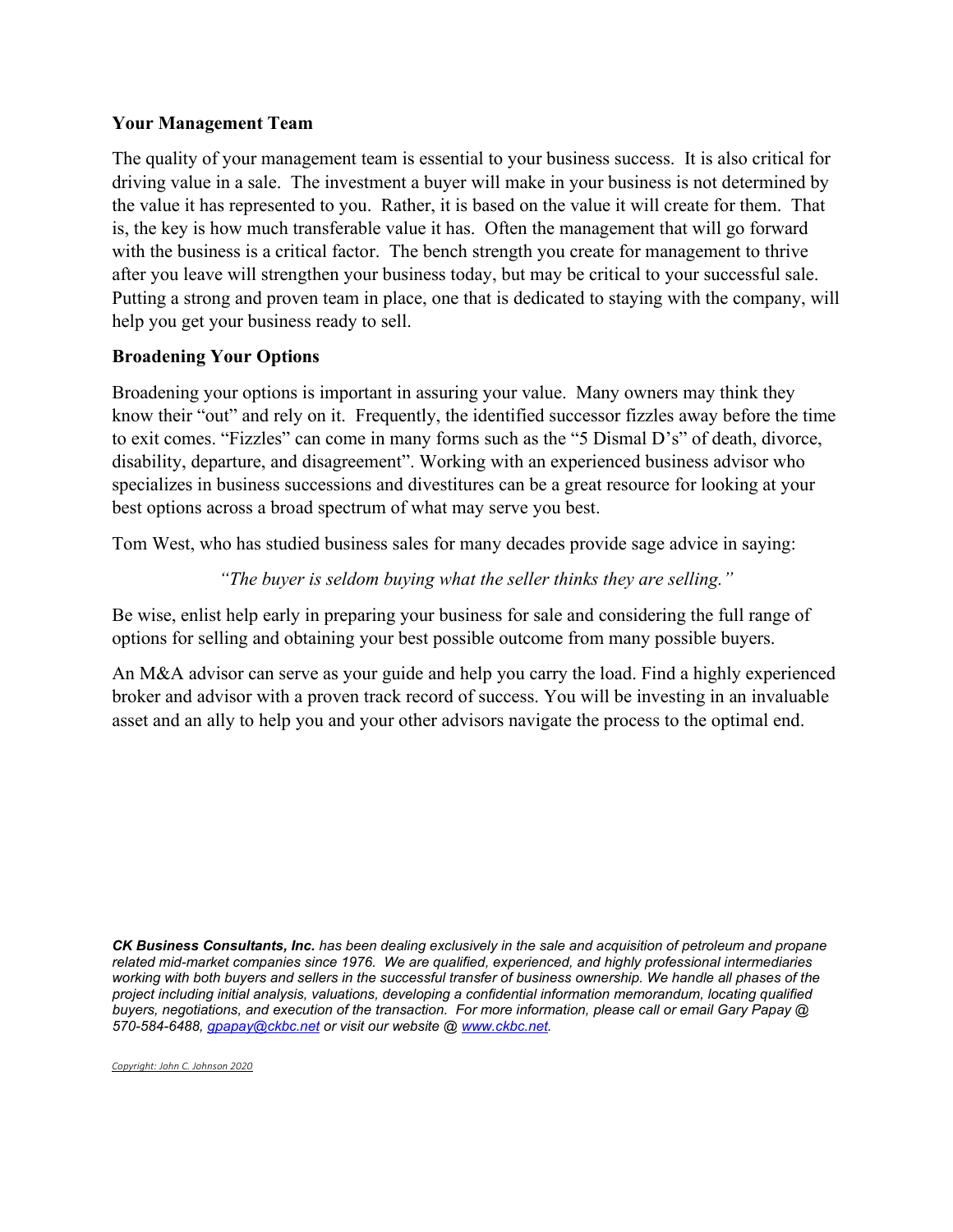**Your Management Team**

The quality of your management team is essential to your business success. It is also critical for driving value in a sale. The investment a buyer will make in your business is not determined by the value it has represented to you. Rather, it is based on the value it will create for them. That is, the key is how much transferable value it has. Often the management that will go forward with the business is a critical factor. The bench strength you create for management to thrive after you leave will strengthen your business today, but may be critical to your successful sale. Putting a strong and proven team in place, one that is dedicated to staying with the company, will help you get your business ready to sell.

**Broadening Your Options**

Broadening your options is important in assuring your value. Many owners may think they know their "out" and rely on it. Frequently, the identified successor fizzles away before the time to exit comes. "Fizzles" can come in many forms such as the "5 Dismal D's" of death, divorce, disability, departure, and disagreement". Working with an experienced business advisor who specializes in business successions and divestitures can be a great resource for looking at your best options across a broad spectrum of what may serve you best.

Tom West, who has studied business sales for many decades provide sage advice in saying:

*"The buyer is seldom buying what the seller thinks they are selling."*

Be wise, enlist help early in preparing your business for sale and considering the full range of options for selling and obtaining your best possible outcome from many possible buyers.

An M&A advisor can serve as your guide and help you carry the load. Find a highly experienced broker and advisor with a proven track record of success. You will be investing in an invaluable asset and an ally to help you and your other advisors navigate the process to the optimal end.

***CK Business Consultants, Inc.*** *has been dealing exclusively in the sale and acquisition of petroleum and propane related mid-market companies since 1976. We are qualified, experienced, and highly professional intermediaries working with both buyers and sellers in the successful transfer of business ownership. We handle all phases of the project including initial analysis, valuations, developing a confidential information memorandum, locating qualified buyers, negotiations, and execution of the transaction. For more information, please call or email Gary Papay @ 570-584-6488, gpapay@ckbc.net or visit our website @ www.ckbc.net.*

*Copyright: John C. Johnson 2020*